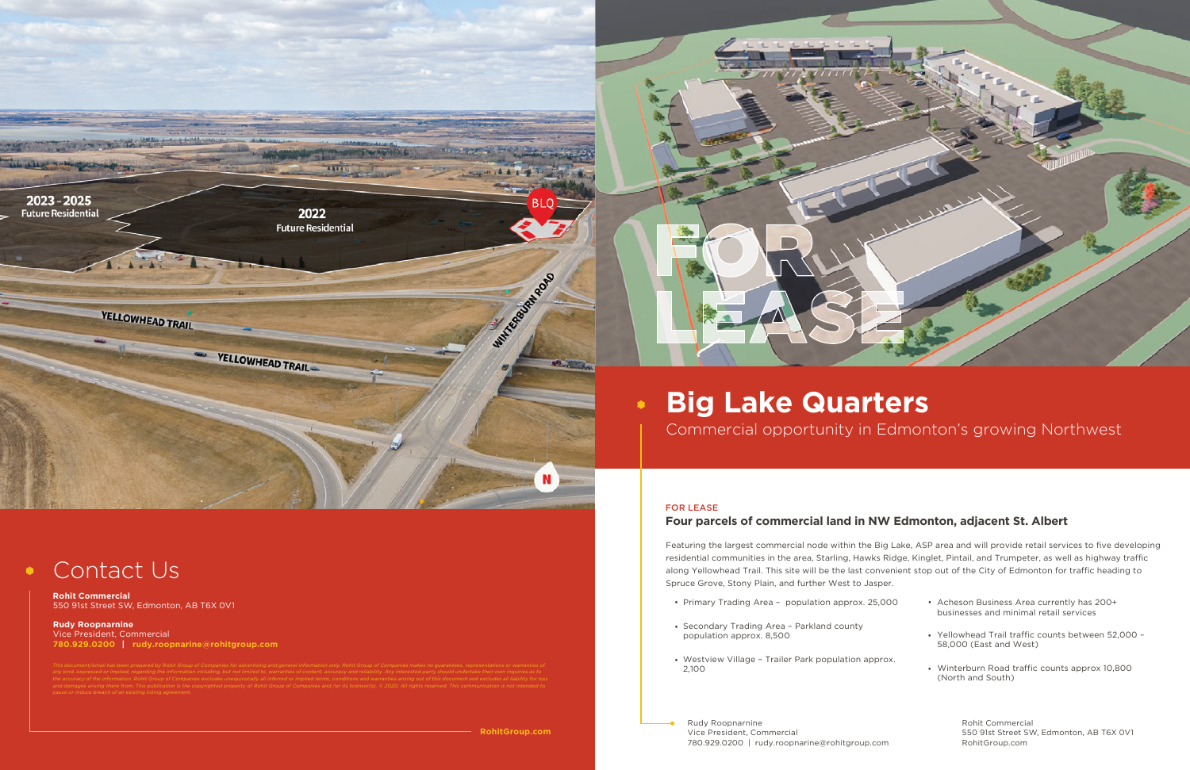# Big Lake Quarters

Commercial opportunity in Edmonton's growing Northwest

FOR LEASE

### Four parcels of commercial land in NW Edmonton, adjacent St. Albert

Featuring the largest commercial node within the Big Lake, ASP area and will provide retail services to five developing residential communities in the area, Starling, Hawks Ridge, Kinglet, Pintail, and Trumpeter, as well as highway traffic along Yellowhead Trail. This site will be the last convenient stop out of the City of Edmonton for traffic heading to Spruce Grove, Stony Plain, and further West to Jasper.

- Primary Trading Area – population approx. 25,000
- Secondary Trading Area – Parkland county population approx. 8,500
- Westview Village – Trailer Park population approx. 2,100
- Acheson Business Area currently has 200+ businesses and minimal retail services
- Yellowhead Trail traffic counts between 52,000 – 58,000 (East and West)
- Winterburn Road traffic counts approx 10,800 (North and South)

Rudy Roopnarine
Vice President, Commercial
780.929.0200 | rudy.roopnarine@rohitgroup.com

Rohit Commercial
550 91st Street SW, Edmonton, AB T6X 0V1
RohitGroup.com

## Contact Us

**Rohit Commercial**
550 91st Street SW, Edmonton, AB T6X 0V1

**Rudy Roopnarine**
Vice President, Commercial
**780.929.0200 | rudy.roopnarine@rohitgroup.com**

*This document/email has been prepared by Rohit Group of Companies for advertising and general information only. Rohit Group of Companies makes no guarantees, representations or warranties of any kind, expressed or implied, regarding the information including, but not limited to, warranties of content, accuracy and reliability. Any interested party should undertake their own inquiries as to the accuracy of the information. Rohit Group of Companies excludes unequivocally all inferred or implied terms, conditions and warranties arising out of this document and excludes all liability for loss and damages arising there from. This publication is the copyrighted property of Rohit Group of Companies and /or its licensor(s). © 2020. All rights reserved. This communication is not intended to cause or induce breach of an existing listing agreement.*

**RohitGroup.com**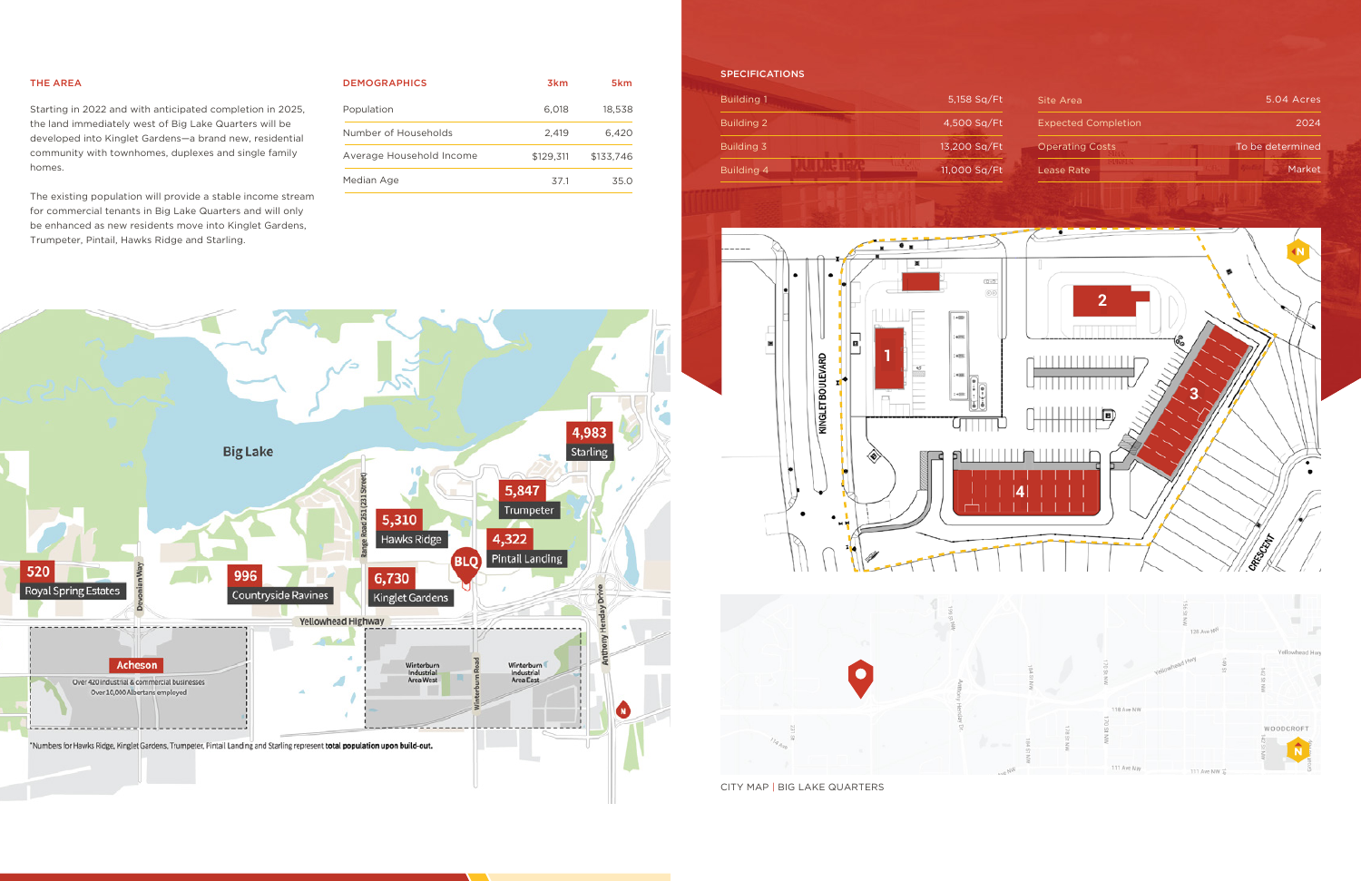## THE AREA

Starting in 2022 and with anticipated completion in 2025, the land immediately west of Big Lake Quarters will be developed into Kinglet Gardens—a brand new, residential community with townhomes, duplexes and single family homes.

The existing population will provide a stable income stream for commercial tenants in Big Lake Quarters and will only be enhanced as new residents move into Kinglet Gardens, Trumpeter, Pintail, Hawks Ridge and Starling.

## DEMOGRAPHICS

| DEMOGRAPHICS | 3km | 5km |
| --- | --- | --- |
| Population | 6,018 | 18,538 |
| Number of Households | 2,419 | 6,420 |
| Average Household Income | $129,311 | $133,746 |
| Median Age | 37.1 | 35.0 |

Big Lake

4,983
Starling

5,847
Trumpeter

5,310
Hawks Ridge

4,322
Pintail Landing

BLQ

520
Royal Spring Estates

996
Countryside Ravines

6,730
Kinglet Gardens

Yellowhead Highway

Acheson
Over 420 industrial & commercial businesses
Over 10,000 Albertans employed

Winterburn Industrial Area West

Winterburn Industrial Area East

*Numbers for Hawks Ridge, Kinglet Gardens, Trumpeter, Pintail Landing and Starling represent **total population upon build-out.**

## SPECIFICATIONS

| | | | |
| --- | --- | --- | --- |
| Building 1 | 5,158 Sq/Ft | Site Area | 5.04 Acres |
| Building 2 | 4,500 Sq/Ft | Expected Completion | 2024 |
| Building 3 | 13,200 Sq/Ft | Operating Costs | To be determined |
| Building 4 | 11,000 Sq/Ft | Lease Rate | Market |

KINGLET BOULEVARD

CRESCENT

CITY MAP | BIG LAKE QUARTERS